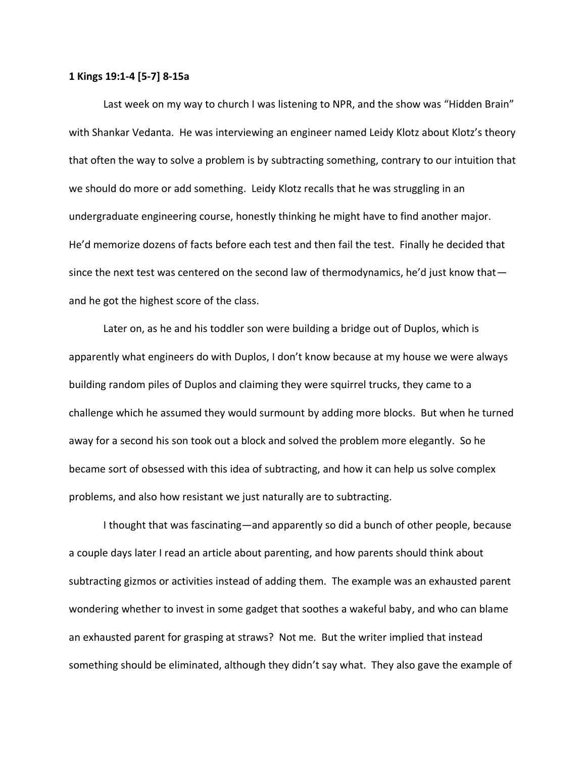**1 Kings 19:1-4 [5-7] 8-15a**

Last week on my way to church I was listening to NPR, and the show was "Hidden Brain" with Shankar Vedanta. He was interviewing an engineer named Leidy Klotz about Klotz's theory that often the way to solve a problem is by subtracting something, contrary to our intuition that we should do more or add something. Leidy Klotz recalls that he was struggling in an undergraduate engineering course, honestly thinking he might have to find another major. He'd memorize dozens of facts before each test and then fail the test. Finally he decided that since the next test was centered on the second law of thermodynamics, he'd just know that—and he got the highest score of the class.

Later on, as he and his toddler son were building a bridge out of Duplos, which is apparently what engineers do with Duplos, I don't know because at my house we were always building random piles of Duplos and claiming they were squirrel trucks, they came to a challenge which he assumed they would surmount by adding more blocks. But when he turned away for a second his son took out a block and solved the problem more elegantly. So he became sort of obsessed with this idea of subtracting, and how it can help us solve complex problems, and also how resistant we just naturally are to subtracting.

I thought that was fascinating—and apparently so did a bunch of other people, because a couple days later I read an article about parenting, and how parents should think about subtracting gizmos or activities instead of adding them. The example was an exhausted parent wondering whether to invest in some gadget that soothes a wakeful baby, and who can blame an exhausted parent for grasping at straws? Not me. But the writer implied that instead something should be eliminated, although they didn't say what. They also gave the example of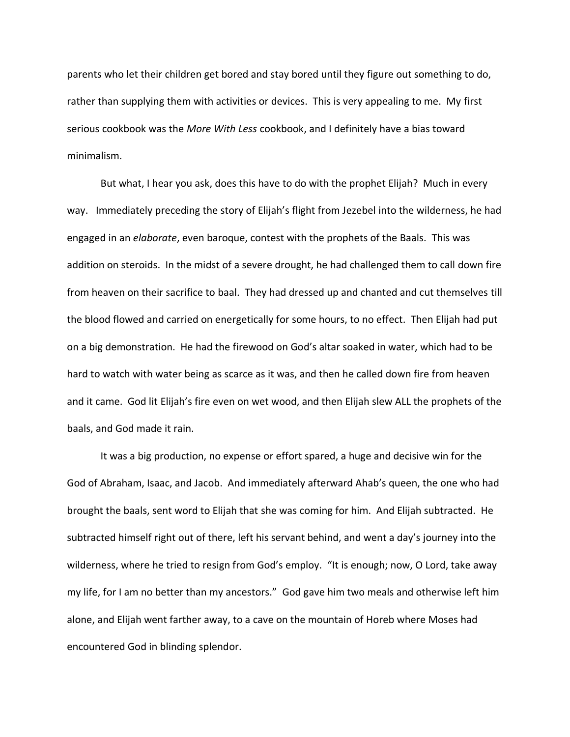parents who let their children get bored and stay bored until they figure out something to do, rather than supplying them with activities or devices. This is very appealing to me. My first serious cookbook was the *More With Less* cookbook, and I definitely have a bias toward minimalism.

But what, I hear you ask, does this have to do with the prophet Elijah? Much in every way. Immediately preceding the story of Elijah's flight from Jezebel into the wilderness, he had engaged in an *elaborate*, even baroque, contest with the prophets of the Baals. This was addition on steroids. In the midst of a severe drought, he had challenged them to call down fire from heaven on their sacrifice to baal. They had dressed up and chanted and cut themselves till the blood flowed and carried on energetically for some hours, to no effect. Then Elijah had put on a big demonstration. He had the firewood on God's altar soaked in water, which had to be hard to watch with water being as scarce as it was, and then he called down fire from heaven and it came. God lit Elijah's fire even on wet wood, and then Elijah slew ALL the prophets of the baals, and God made it rain.

It was a big production, no expense or effort spared, a huge and decisive win for the God of Abraham, Isaac, and Jacob. And immediately afterward Ahab's queen, the one who had brought the baals, sent word to Elijah that she was coming for him. And Elijah subtracted. He subtracted himself right out of there, left his servant behind, and went a day's journey into the wilderness, where he tried to resign from God's employ. "It is enough; now, O Lord, take away my life, for I am no better than my ancestors." God gave him two meals and otherwise left him alone, and Elijah went farther away, to a cave on the mountain of Horeb where Moses had encountered God in blinding splendor.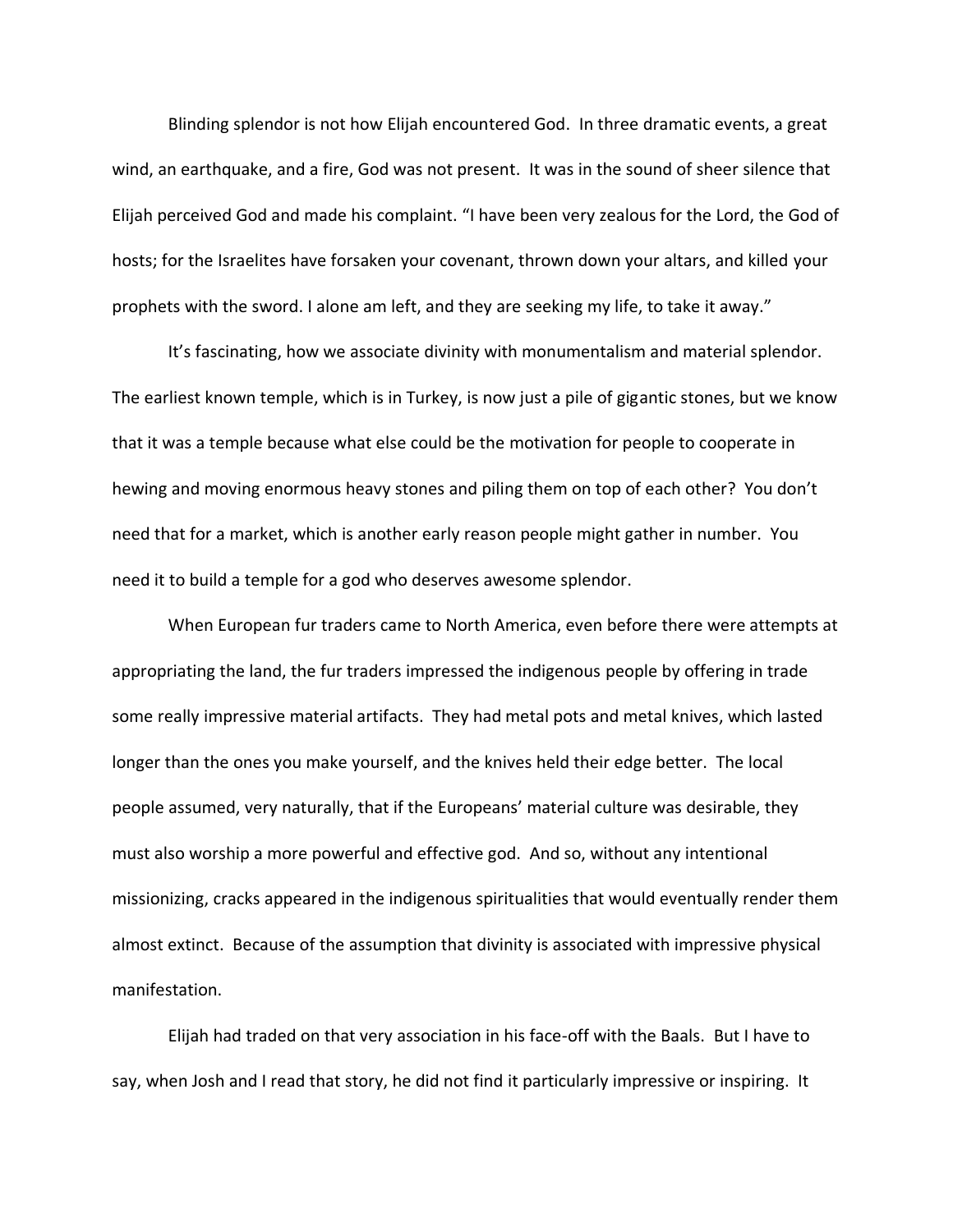Blinding splendor is not how Elijah encountered God. In three dramatic events, a great wind, an earthquake, and a fire, God was not present. It was in the sound of sheer silence that Elijah perceived God and made his complaint. "I have been very zealous for the Lord, the God of hosts; for the Israelites have forsaken your covenant, thrown down your altars, and killed your prophets with the sword. I alone am left, and they are seeking my life, to take it away."

It's fascinating, how we associate divinity with monumentalism and material splendor. The earliest known temple, which is in Turkey, is now just a pile of gigantic stones, but we know that it was a temple because what else could be the motivation for people to cooperate in hewing and moving enormous heavy stones and piling them on top of each other? You don't need that for a market, which is another early reason people might gather in number. You need it to build a temple for a god who deserves awesome splendor.

When European fur traders came to North America, even before there were attempts at appropriating the land, the fur traders impressed the indigenous people by offering in trade some really impressive material artifacts. They had metal pots and metal knives, which lasted longer than the ones you make yourself, and the knives held their edge better. The local people assumed, very naturally, that if the Europeans' material culture was desirable, they must also worship a more powerful and effective god. And so, without any intentional missionizing, cracks appeared in the indigenous spiritualities that would eventually render them almost extinct. Because of the assumption that divinity is associated with impressive physical manifestation.

Elijah had traded on that very association in his face-off with the Baals. But I have to say, when Josh and I read that story, he did not find it particularly impressive or inspiring. It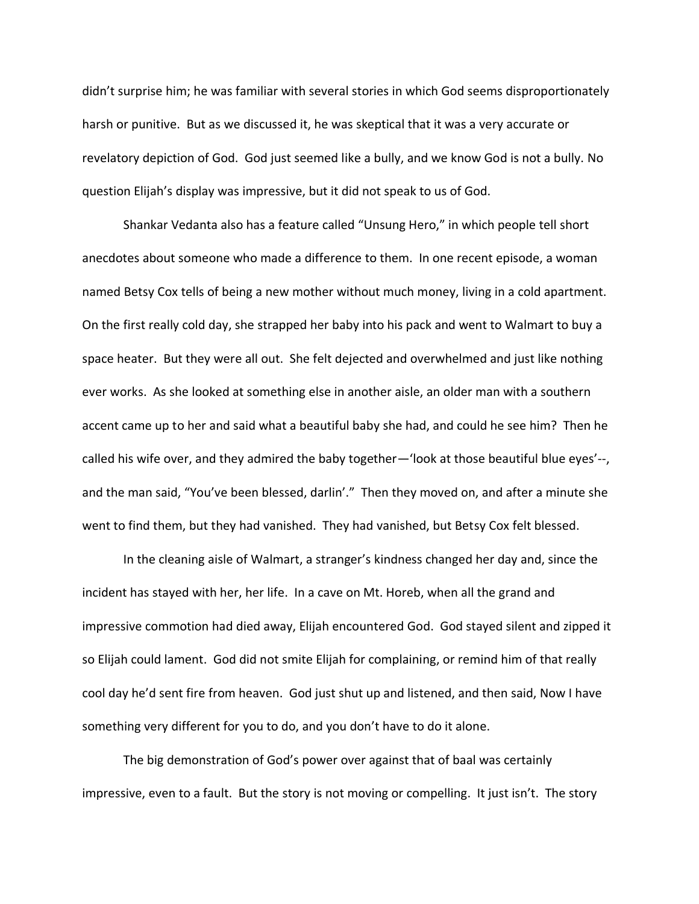didn't surprise him; he was familiar with several stories in which God seems disproportionately harsh or punitive. But as we discussed it, he was skeptical that it was a very accurate or revelatory depiction of God. God just seemed like a bully, and we know God is not a bully. No question Elijah's display was impressive, but it did not speak to us of God.

Shankar Vedanta also has a feature called "Unsung Hero," in which people tell short anecdotes about someone who made a difference to them. In one recent episode, a woman named Betsy Cox tells of being a new mother without much money, living in a cold apartment. On the first really cold day, she strapped her baby into his pack and went to Walmart to buy a space heater. But they were all out. She felt dejected and overwhelmed and just like nothing ever works. As she looked at something else in another aisle, an older man with a southern accent came up to her and said what a beautiful baby she had, and could he see him? Then he called his wife over, and they admired the baby together—'look at those beautiful blue eyes'--, and the man said, "You've been blessed, darlin'." Then they moved on, and after a minute she went to find them, but they had vanished. They had vanished, but Betsy Cox felt blessed.

In the cleaning aisle of Walmart, a stranger's kindness changed her day and, since the incident has stayed with her, her life. In a cave on Mt. Horeb, when all the grand and impressive commotion had died away, Elijah encountered God. God stayed silent and zipped it so Elijah could lament. God did not smite Elijah for complaining, or remind him of that really cool day he'd sent fire from heaven. God just shut up and listened, and then said, Now I have something very different for you to do, and you don't have to do it alone.

The big demonstration of God's power over against that of baal was certainly impressive, even to a fault. But the story is not moving or compelling. It just isn't. The story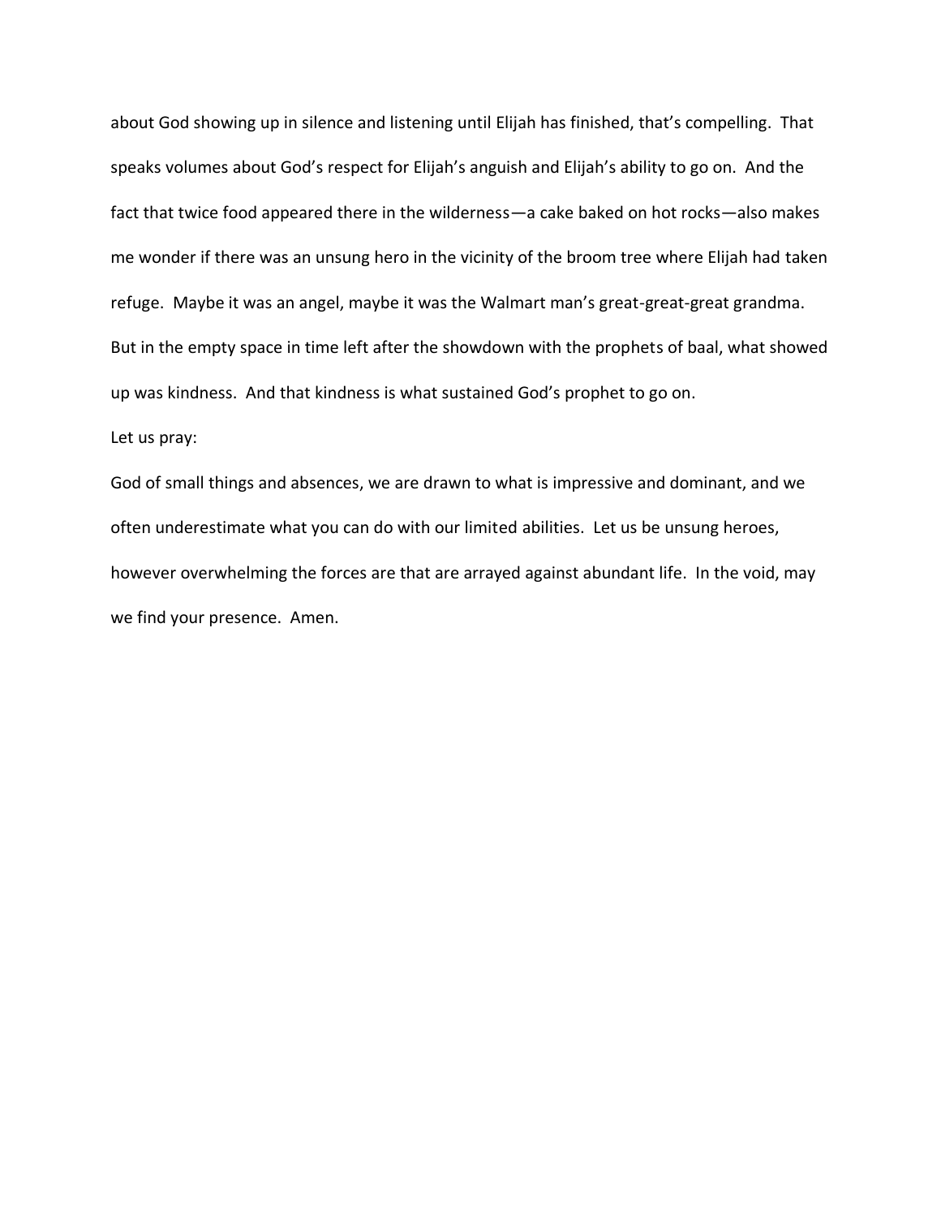about God showing up in silence and listening until Elijah has finished, that's compelling. That speaks volumes about God's respect for Elijah's anguish and Elijah's ability to go on. And the fact that twice food appeared there in the wilderness—a cake baked on hot rocks—also makes me wonder if there was an unsung hero in the vicinity of the broom tree where Elijah had taken refuge. Maybe it was an angel, maybe it was the Walmart man's great-great-great grandma. But in the empty space in time left after the showdown with the prophets of baal, what showed up was kindness. And that kindness is what sustained God's prophet to go on.

Let us pray:

God of small things and absences, we are drawn to what is impressive and dominant, and we often underestimate what you can do with our limited abilities. Let us be unsung heroes, however overwhelming the forces are that are arrayed against abundant life. In the void, may we find your presence. Amen.